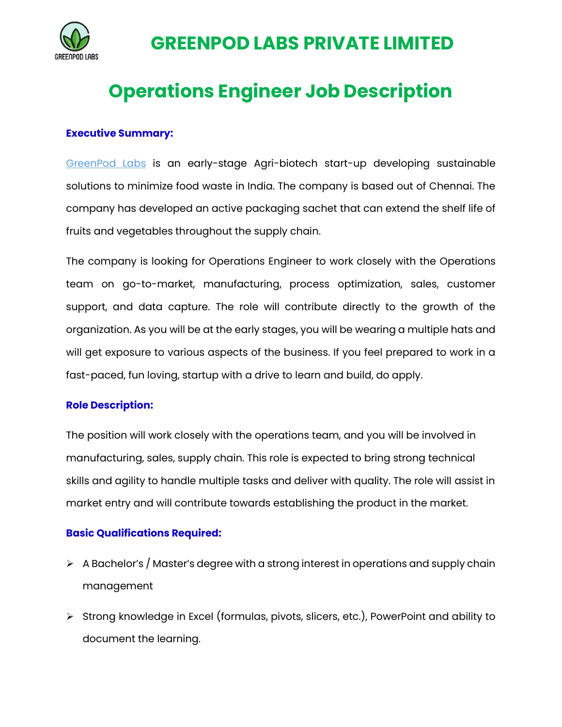# GREENPOD LABS PRIVATE LIMITED

# Operations Engineer Job Description

### Executive Summary:

GreenPod Labs is an early-stage Agri-biotech start-up developing sustainable solutions to minimize food waste in India. The company is based out of Chennai. The company has developed an active packaging sachet that can extend the shelf life of fruits and vegetables throughout the supply chain.

The company is looking for Operations Engineer to work closely with the Operations team on go-to-market, manufacturing, process optimization, sales, customer support, and data capture. The role will contribute directly to the growth of the organization. As you will be at the early stages, you will be wearing a multiple hats and will get exposure to various aspects of the business. If you feel prepared to work in a fast-paced, fun loving, startup with a drive to learn and build, do apply.

### Role Description:

The position will work closely with the operations team, and you will be involved in manufacturing, sales, supply chain. This role is expected to bring strong technical skills and agility to handle multiple tasks and deliver with quality. The role will assist in market entry and will contribute towards establishing the product in the market.

### Basic Qualifications Required:

- A Bachelor's / Master's degree with a strong interest in operations and supply chain management
- Strong knowledge in Excel (formulas, pivots, slicers, etc.), PowerPoint and ability to document the learning.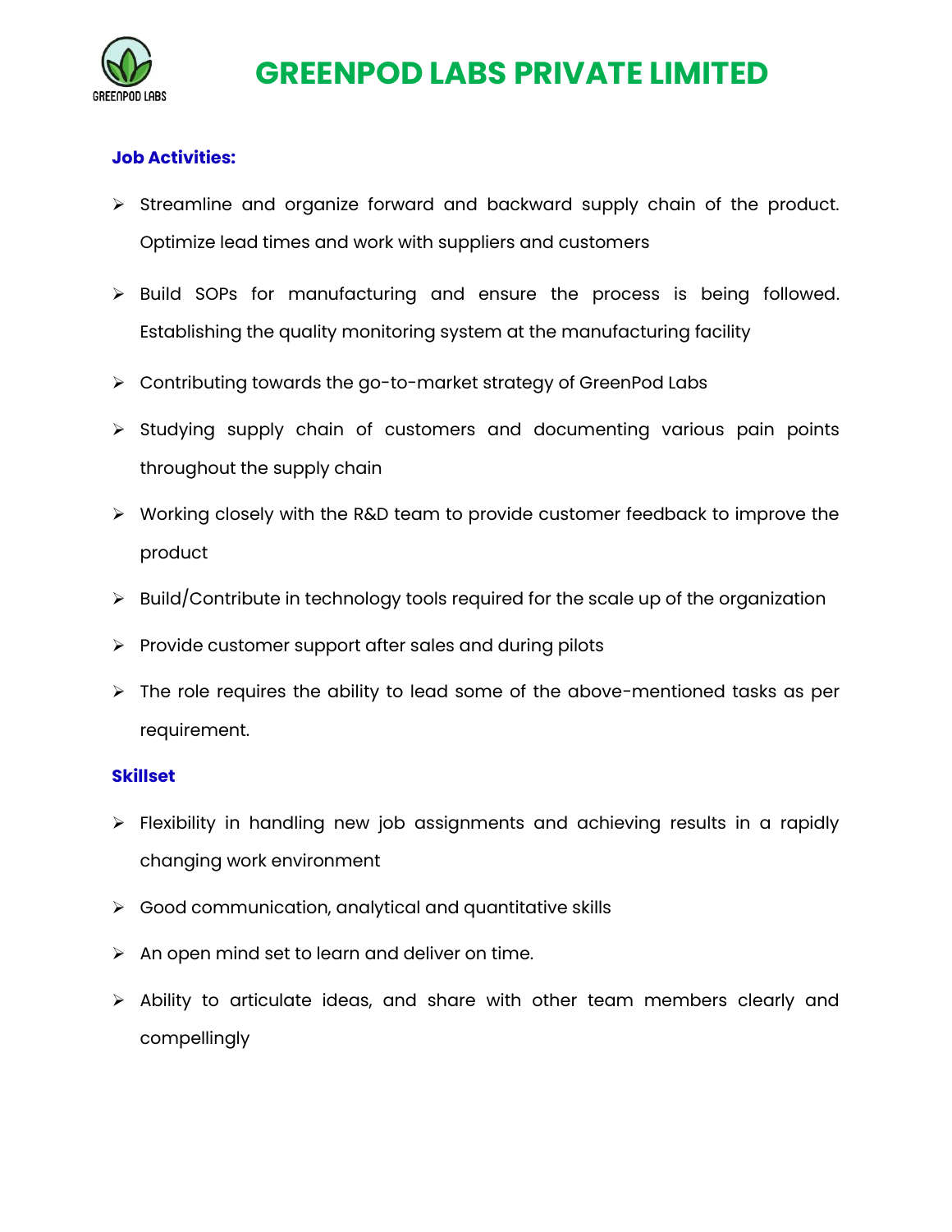# GREENPOD LABS PRIVATE LIMITED

### Job Activities:

- Streamline and organize forward and backward supply chain of the product. Optimize lead times and work with suppliers and customers
- Build SOPs for manufacturing and ensure the process is being followed. Establishing the quality monitoring system at the manufacturing facility
- Contributing towards the go-to-market strategy of GreenPod Labs
- Studying supply chain of customers and documenting various pain points throughout the supply chain
- Working closely with the R&D team to provide customer feedback to improve the product
- Build/Contribute in technology tools required for the scale up of the organization
- Provide customer support after sales and during pilots
- The role requires the ability to lead some of the above-mentioned tasks as per requirement.

### Skillset

- Flexibility in handling new job assignments and achieving results in a rapidly changing work environment
- Good communication, analytical and quantitative skills
- An open mind set to learn and deliver on time.
- Ability to articulate ideas, and share with other team members clearly and compellingly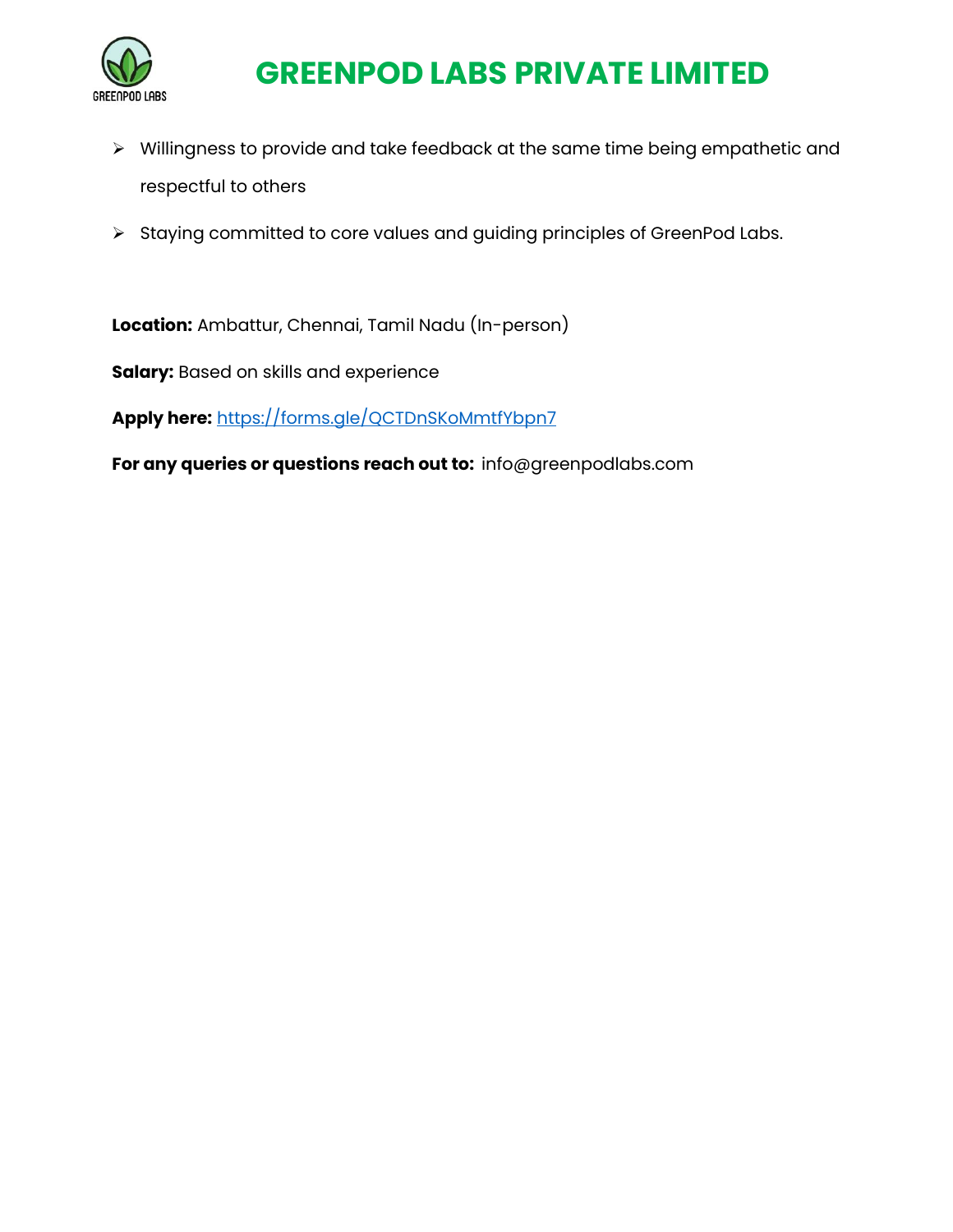- Willingness to provide and take feedback at the same time being empathetic and respectful to others
- Staying committed to core values and guiding principles of GreenPod Labs.

**Location:** Ambattur, Chennai, Tamil Nadu (In-person)

**Salary:** Based on skills and experience

**Apply here:** [https://forms.gle/QCTDnSKoMmtfYbpn7](https://forms.gle/QCTDnSKoMmtfYbpn7)

**For any queries or questions reach out to:** info@greenpodlabs.com